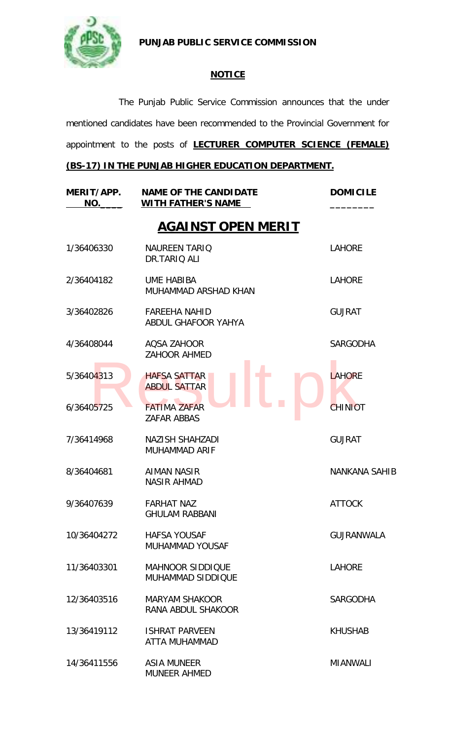**PUNJAB PUBLIC SERVICE COMMISSION**

## NOTICE

The Punjab Public Service Commission announces that the under mentioned candidates have been recommended to the Provincial Government for appointment to the posts of **LECTURER COMPUTER SCIENCE (FEMALE) (BS-17) IN THE PUNJAB HIGHER EDUCATION DEPARTMENT.**

## AGAINST OPEN MERIT

| MERIT/APP. NO. | NAME OF THE CANDIDATE WITH FATHER'S NAME | DOMICILE |
|---|---|---|
| 1/36406330 | NAUREEN TARIQ<br>DR.TARIQ ALI | LAHORE |
| 2/36404182 | UME HABIBA<br>MUHAMMAD ARSHAD KHAN | LAHORE |
| 3/36402826 | FAREEHA NAHID<br>ABDUL GHAFOOR YAHYA | GUJRAT |
| 4/36408044 | AQSA ZAHOOR<br>ZAHOOR AHMED | SARGODHA |
| 5/36404313 | HAFSA SATTAR<br>ABDUL SATTAR | LAHORE |
| 6/36405725 | FATIMA ZAFAR<br>ZAFAR ABBAS | CHINIOT |
| 7/36414968 | NAZISH SHAHZADI<br>MUHAMMAD ARIF | GUJRAT |
| 8/36404681 | AIMAN NASIR<br>NASIR AHMAD | NANKANA SAHIB |
| 9/36407639 | FARHAT NAZ<br>GHULAM RABBANI | ATTOCK |
| 10/36404272 | HAFSA YOUSAF<br>MUHAMMAD YOUSAF | GUJRANWALA |
| 11/36403301 | MAHNOOR SIDDIQUE<br>MUHAMMAD SIDDIQUE | LAHORE |
| 12/36403516 | MARYAM SHAKOOR<br>RANA ABDUL SHAKOOR | SARGODHA |
| 13/36419112 | ISHRAT PARVEEN<br>ATTA MUHAMMAD | KHUSHAB |
| 14/36411556 | ASIA MUNEER<br>MUNEER AHMED | MIANWALI |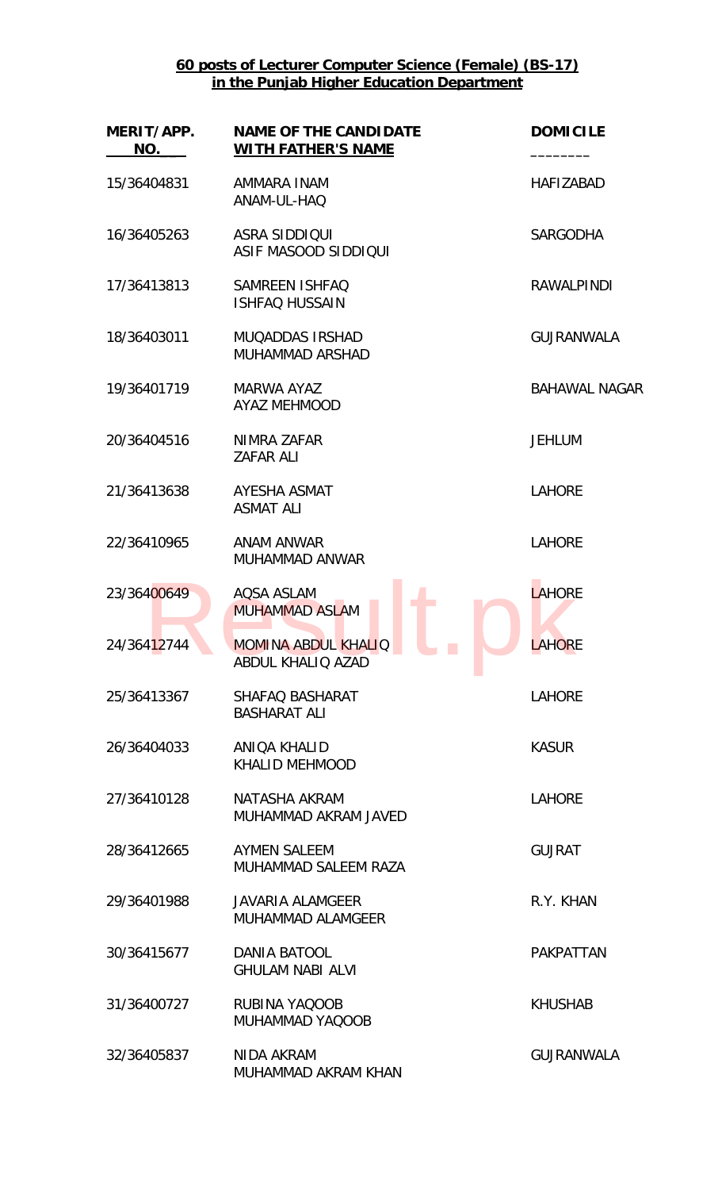**60 posts of Lecturer Computer Science (Female) (BS-17)**
**in the Punjab Higher Education Department**

| MERIT/APP. NO. | NAME OF THE CANDIDATE WITH FATHER'S NAME | DOMICILE |
|---|---|---|
| 15/36404831 | AMMARA INAM<br>ANAM-UL-HAQ | HAFIZABAD |
| 16/36405263 | ASRA SIDDIQUI<br>ASIF MASOOD SIDDIQUI | SARGODHA |
| 17/36413813 | SAMREEN ISHFAQ<br>ISHFAQ HUSSAIN | RAWALPINDI |
| 18/36403011 | MUQADDAS IRSHAD<br>MUHAMMAD ARSHAD | GUJRANWALA |
| 19/36401719 | MARWA AYAZ<br>AYAZ MEHMOOD | BAHAWAL NAGAR |
| 20/36404516 | NIMRA ZAFAR<br>ZAFAR ALI | JEHLUM |
| 21/36413638 | AYESHA ASMAT<br>ASMAT ALI | LAHORE |
| 22/36410965 | ANAM ANWAR<br>MUHAMMAD ANWAR | LAHORE |
| 23/36400649 | AQSA ASLAM<br>MUHAMMAD ASLAM | LAHORE |
| 24/36412744 | MOMINA ABDUL KHALIQ<br>ABDUL KHALIQ AZAD | LAHORE |
| 25/36413367 | SHAFAQ BASHARAT<br>BASHARAT ALI | LAHORE |
| 26/36404033 | ANIQA KHALID<br>KHALID MEHMOOD | KASUR |
| 27/36410128 | NATASHA AKRAM<br>MUHAMMAD AKRAM JAVED | LAHORE |
| 28/36412665 | AYMEN SALEEM<br>MUHAMMAD SALEEM RAZA | GUJRAT |
| 29/36401988 | JAVARIA ALAMGEER<br>MUHAMMAD ALAMGEER | R.Y. KHAN |
| 30/36415677 | DANIA BATOOL<br>GHULAM NABI ALVI | PAKPATTAN |
| 31/36400727 | RUBINA YAQOOB<br>MUHAMMAD YAQOOB | KHUSHAB |
| 32/36405837 | NIDA AKRAM<br>MUHAMMAD AKRAM KHAN | GUJRANWALA |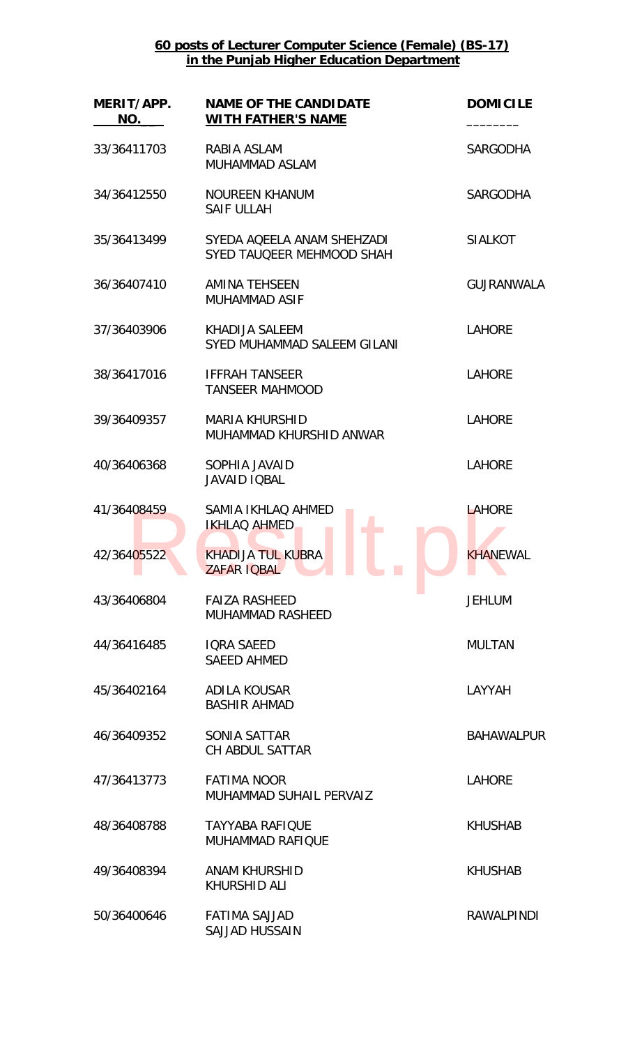**60 posts of Lecturer Computer Science (Female) (BS-17) in the Punjab Higher Education Department**

| MERIT/APP. NO. | NAME OF THE CANDIDATE WITH FATHER'S NAME | DOMICILE |
|---|---|---|
| 33/36411703 | RABIA ASLAM<br>MUHAMMAD ASLAM | SARGODHA |
| 34/36412550 | NOUREEN KHANUM<br>SAIF ULLAH | SARGODHA |
| 35/36413499 | SYEDA AQEELA ANAM SHEHZADI<br>SYED TAUQEER MEHMOOD SHAH | SIALKOT |
| 36/36407410 | AMINA TEHSEEN<br>MUHAMMAD ASIF | GUJRANWALA |
| 37/36403906 | KHADIJA SALEEM<br>SYED MUHAMMAD SALEEM GILANI | LAHORE |
| 38/36417016 | IFFRAH TANSEER<br>TANSEER MAHMOOD | LAHORE |
| 39/36409357 | MARIA KHURSHID<br>MUHAMMAD KHURSHID ANWAR | LAHORE |
| 40/36406368 | SOPHIA JAVAID<br>JAVAID IQBAL | LAHORE |
| 41/36408459 | SAMIA IKHLAQ AHMED<br>IKHLAQ AHMED | LAHORE |
| 42/36405522 | KHADIJA TUL KUBRA<br>ZAFAR IQBAL | KHANEWAL |
| 43/36406804 | FAIZA RASHEED<br>MUHAMMAD RASHEED | JEHLUM |
| 44/36416485 | IQRA SAEED<br>SAEED AHMED | MULTAN |
| 45/36402164 | ADILA KOUSAR<br>BASHIR AHMAD | LAYYAH |
| 46/36409352 | SONIA SATTAR<br>CH ABDUL SATTAR | BAHAWALPUR |
| 47/36413773 | FATIMA NOOR<br>MUHAMMAD SUHAIL PERVAIZ | LAHORE |
| 48/36408788 | TAYYABA RAFIQUE<br>MUHAMMAD RAFIQUE | KHUSHAB |
| 49/36408394 | ANAM KHURSHID<br>KHURSHID ALI | KHUSHAB |
| 50/36400646 | FATIMA SAJJAD<br>SAJJAD HUSSAIN | RAWALPINDI |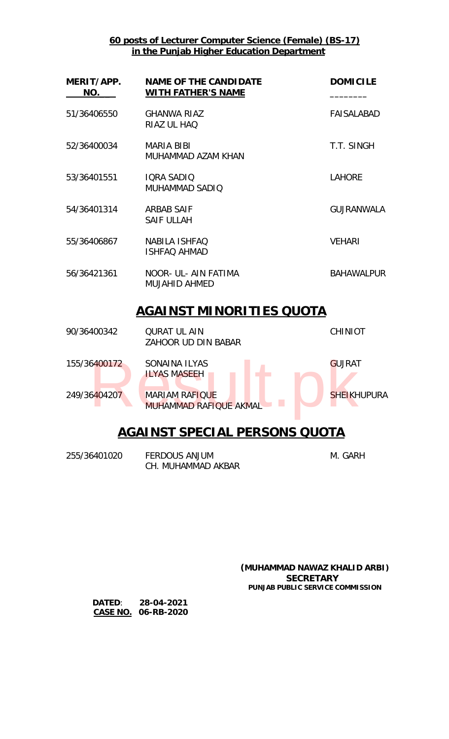**60 posts of Lecturer Computer Science (Female) (BS-17)**
**in the Punjab Higher Education Department**

| MERIT/APP. NO. | NAME OF THE CANDIDATE WITH FATHER'S NAME | DOMICILE |
|---|---|---|
| 51/36406550 | GHANWA RIAZ<br>RIAZ UL HAQ | FAISALABAD |
| 52/36400034 | MARIA BIBI<br>MUHAMMAD AZAM KHAN | T.T. SINGH |
| 53/36401551 | IQRA SADIQ<br>MUHAMMAD SADIQ | LAHORE |
| 54/36401314 | ARBAB SAIF<br>SAIF ULLAH | GUJRANWALA |
| 55/36406867 | NABILA ISHFAQ<br>ISHFAQ AHMAD | VEHARI |
| 56/36421361 | NOOR- UL- AIN FATIMA<br>MUJAHID AHMED | BAHAWALPUR |

## AGAINST MINORITIES QUOTA

| | | |
|---|---|---|
| 90/36400342 | QURAT UL AIN<br>ZAHOOR UD DIN BABAR | CHINIOT |
| 155/36400172 | SONAINA ILYAS<br>ILYAS MASEEH | GUJRAT |
| 249/36404207 | MARIAM RAFIQUE<br>MUHAMMAD RAFIQUE AKMAL | SHEIKHUPURA |

## AGAINST SPECIAL PERSONS QUOTA

| | | |
|---|---|---|
| 255/36401020 | FERDOUS ANJUM<br>CH. MUHAMMAD AKBAR | M. GARH |

**(MUHAMMAD NAWAZ KHALID ARBI)**
**SECRETARY**
**PUNJAB PUBLIC SERVICE COMMISSION**

**DATED**: **28-04-2021**
**CASE NO. 06-RB-2020**